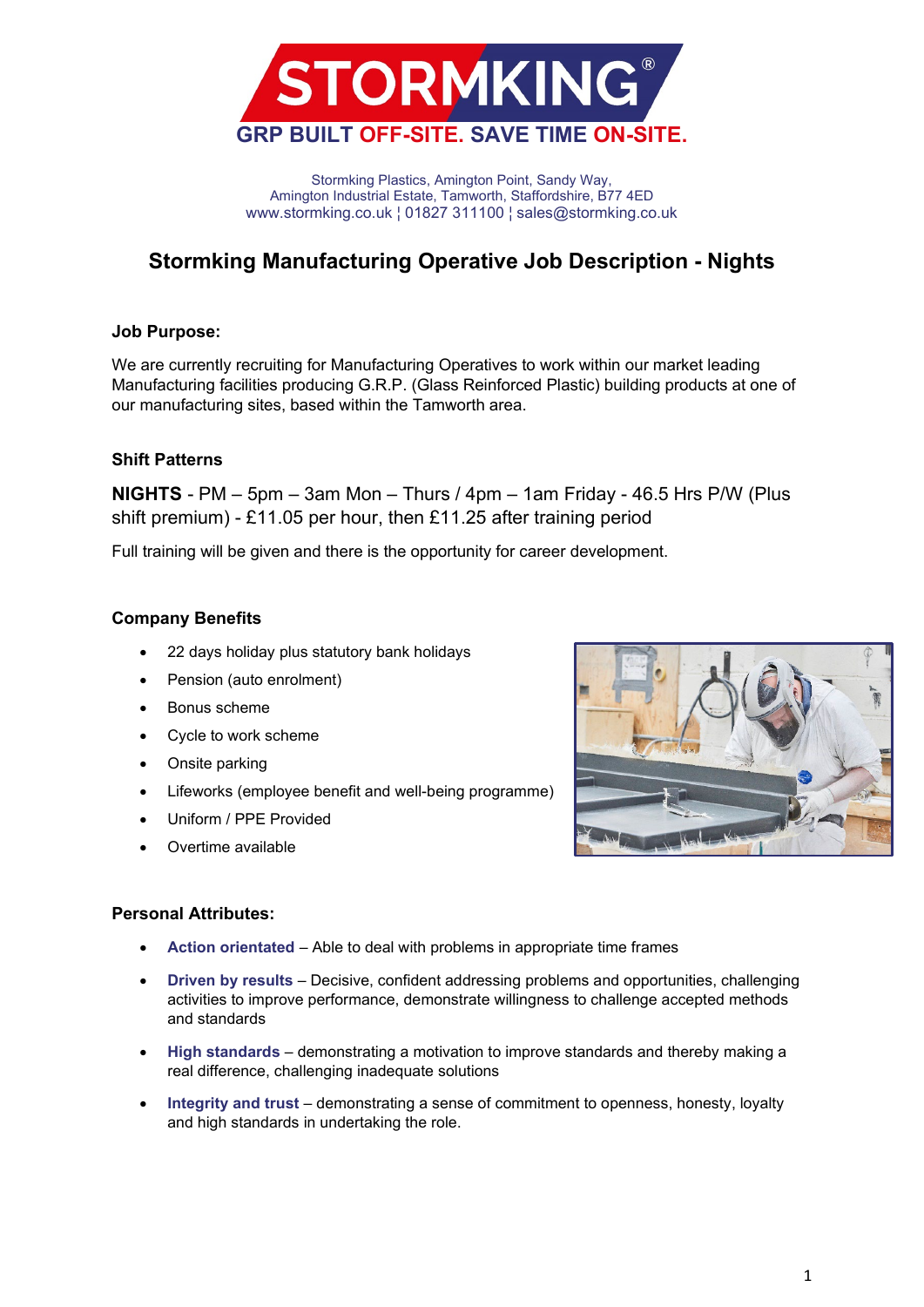**STORMKING®**

**GRP BUILT OFF-SITE. SAVE TIME ON-SITE.**

Stormking Plastics, Amington Point, Sandy Way,
Amington Industrial Estate, Tamworth, Staffordshire, B77 4ED
www.stormking.co.uk ¦ 01827 311100 ¦ sales@stormking.co.uk

# Stormking Manufacturing Operative Job Description - Nights

## Job Purpose:

We are currently recruiting for Manufacturing Operatives to work within our market leading Manufacturing facilities producing G.R.P. (Glass Reinforced Plastic) building products at one of our manufacturing sites, based within the Tamworth area.

## Shift Patterns

**NIGHTS** - PM – 5pm – 3am Mon – Thurs / 4pm – 1am Friday - 46.5 Hrs P/W (Plus shift premium) - £11.05 per hour, then £11.25 after training period

Full training will be given and there is the opportunity for career development.

## Company Benefits

- 22 days holiday plus statutory bank holidays
- Pension (auto enrolment)
- Bonus scheme
- Cycle to work scheme
- Onsite parking
- Lifeworks (employee benefit and well-being programme)
- Uniform / PPE Provided
- Overtime available

## Personal Attributes:

- **Action orientated** – Able to deal with problems in appropriate time frames
- **Driven by results** – Decisive, confident addressing problems and opportunities, challenging activities to improve performance, demonstrate willingness to challenge accepted methods and standards
- **High standards** – demonstrating a motivation to improve standards and thereby making a real difference, challenging inadequate solutions
- **Integrity and trust** – demonstrating a sense of commitment to openness, honesty, loyalty and high standards in undertaking the role.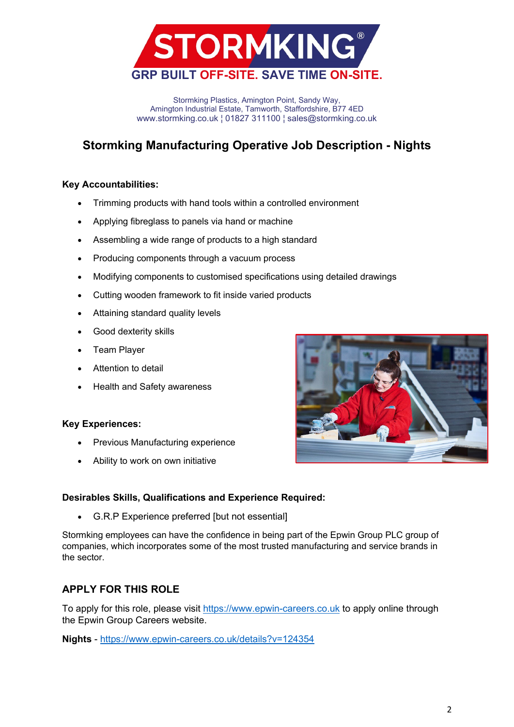**STORMKING®**

**GRP BUILT OFF-SITE. SAVE TIME ON-SITE.**

Stormking Plastics, Amington Point, Sandy Way,
Amington Industrial Estate, Tamworth, Staffordshire, B77 4ED
www.stormking.co.uk ¦ 01827 311100 ¦ sales@stormking.co.uk

# Stormking Manufacturing Operative Job Description - Nights

**Key Accountabilities:**

- Trimming products with hand tools within a controlled environment
- Applying fibreglass to panels via hand or machine
- Assembling a wide range of products to a high standard
- Producing components through a vacuum process
- Modifying components to customised specifications using detailed drawings
- Cutting wooden framework to fit inside varied products
- Attaining standard quality levels
- Good dexterity skills
- Team Player
- Attention to detail
- Health and Safety awareness

**Key Experiences:**

- Previous Manufacturing experience
- Ability to work on own initiative

**Desirables Skills, Qualifications and Experience Required:**

- G.R.P Experience preferred [but not essential]

Stormking employees can have the confidence in being part of the Epwin Group PLC group of companies, which incorporates some of the most trusted manufacturing and service brands in the sector.

## APPLY FOR THIS ROLE

To apply for this role, please visit https://www.epwin-careers.co.uk to apply online through the Epwin Group Careers website.

**Nights** - https://www.epwin-careers.co.uk/details?v=124354